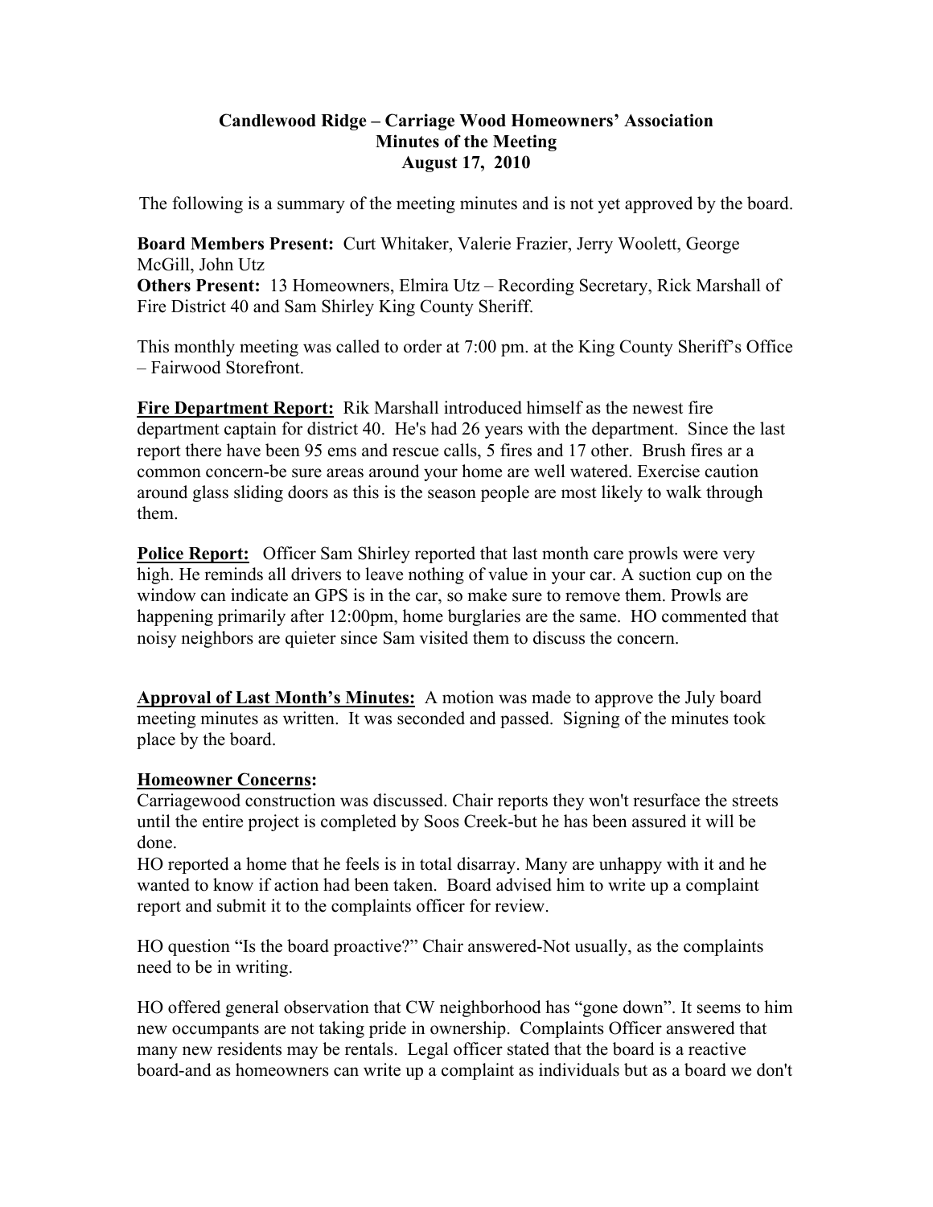**Candlewood Ridge – Carriage Wood Homeowners' Association**
**Minutes of the Meeting**
**August 17, 2010**

The following is a summary of the meeting minutes and is not yet approved by the board.

**Board Members Present:** Curt Whitaker, Valerie Frazier, Jerry Woolett, George McGill, John Utz
**Others Present:** 13 Homeowners, Elmira Utz – Recording Secretary, Rick Marshall of Fire District 40 and Sam Shirley King County Sheriff.

This monthly meeting was called to order at 7:00 pm. at the King County Sheriff's Office – Fairwood Storefront.

**Fire Department Report:** Rik Marshall introduced himself as the newest fire department captain for district 40. He's had 26 years with the department. Since the last report there have been 95 ems and rescue calls, 5 fires and 17 other. Brush fires ar a common concern-be sure areas around your home are well watered. Exercise caution around glass sliding doors as this is the season people are most likely to walk through them.

**Police Report:** Officer Sam Shirley reported that last month care prowls were very high. He reminds all drivers to leave nothing of value in your car. A suction cup on the window can indicate an GPS is in the car, so make sure to remove them. Prowls are happening primarily after 12:00pm, home burglaries are the same. HO commented that noisy neighbors are quieter since Sam visited them to discuss the concern.

**Approval of Last Month's Minutes:** A motion was made to approve the July board meeting minutes as written. It was seconded and passed. Signing of the minutes took place by the board.

**Homeowner Concerns:**
Carriagewood construction was discussed. Chair reports they won't resurface the streets until the entire project is completed by Soos Creek-but he has been assured it will be done.
HO reported a home that he feels is in total disarray. Many are unhappy with it and he wanted to know if action had been taken. Board advised him to write up a complaint report and submit it to the complaints officer for review.

HO question "Is the board proactive?" Chair answered-Not usually, as the complaints need to be in writing.

HO offered general observation that CW neighborhood has "gone down". It seems to him new occupants are not taking pride in ownership. Complaints Officer answered that many new residents may be rentals. Legal officer stated that the board is a reactive board-and as homeowners can write up a complaint as individuals but as a board we don't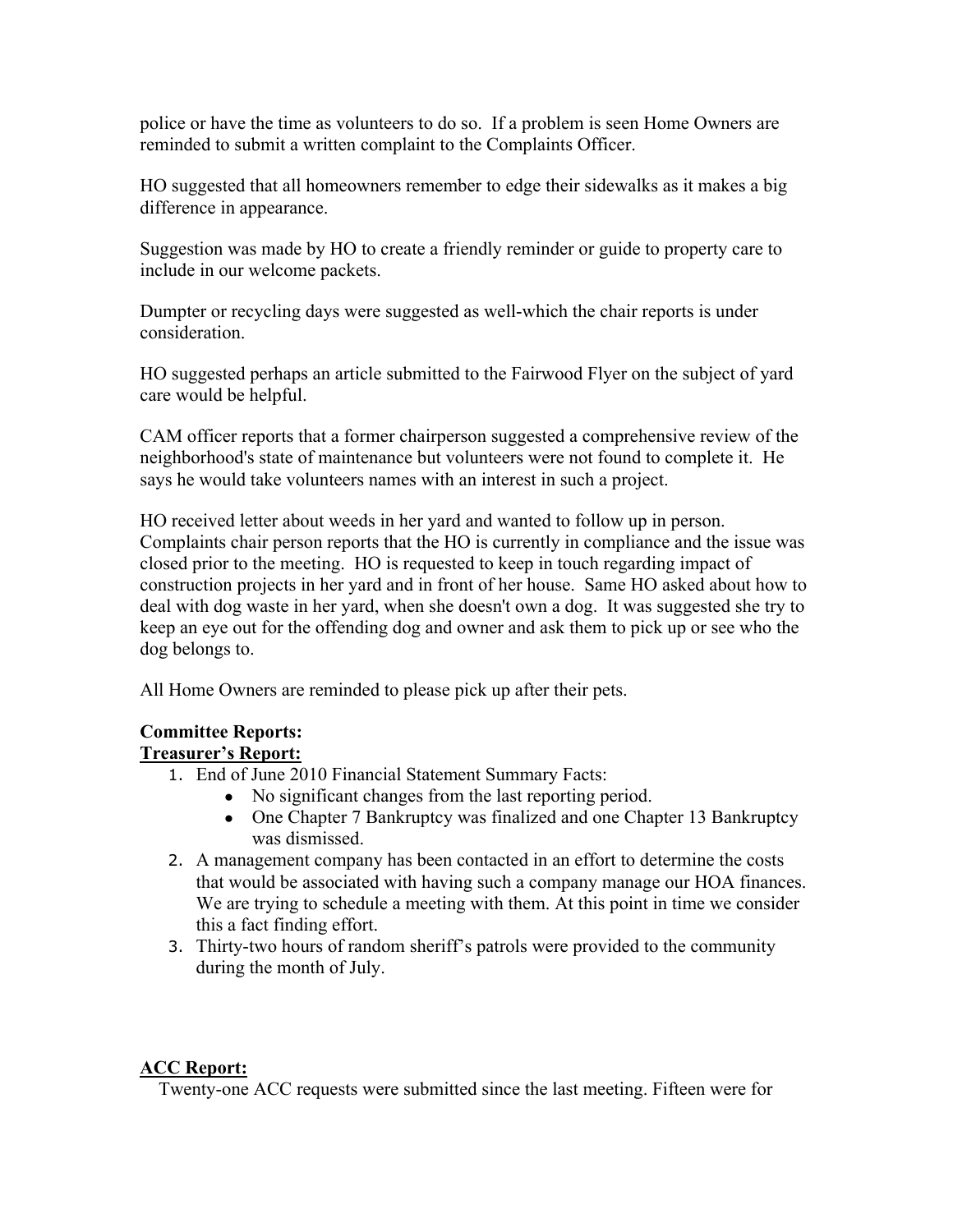police or have the time as volunteers to do so. If a problem is seen Home Owners are reminded to submit a written complaint to the Complaints Officer.

HO suggested that all homeowners remember to edge their sidewalks as it makes a big difference in appearance.

Suggestion was made by HO to create a friendly reminder or guide to property care to include in our welcome packets.

Dumpter or recycling days were suggested as well-which the chair reports is under consideration.

HO suggested perhaps an article submitted to the Fairwood Flyer on the subject of yard care would be helpful.

CAM officer reports that a former chairperson suggested a comprehensive review of the neighborhood's state of maintenance but volunteers were not found to complete it. He says he would take volunteers names with an interest in such a project.

HO received letter about weeds in her yard and wanted to follow up in person. Complaints chair person reports that the HO is currently in compliance and the issue was closed prior to the meeting. HO is requested to keep in touch regarding impact of construction projects in her yard and in front of her house. Same HO asked about how to deal with dog waste in her yard, when she doesn't own a dog. It was suggested she try to keep an eye out for the offending dog and owner and ask them to pick up or see who the dog belongs to.

All Home Owners are reminded to please pick up after their pets.

**Committee Reports:**

**Treasurer's Report:**

1. End of June 2010 Financial Statement Summary Facts:
    - No significant changes from the last reporting period.
    - One Chapter 7 Bankruptcy was finalized and one Chapter 13 Bankruptcy was dismissed.
2. A management company has been contacted in an effort to determine the costs that would be associated with having such a company manage our HOA finances. We are trying to schedule a meeting with them. At this point in time we consider this a fact finding effort.
3. Thirty-two hours of random sheriff's patrols were provided to the community during the month of July.

**ACC Report:**

Twenty-one ACC requests were submitted since the last meeting. Fifteen were for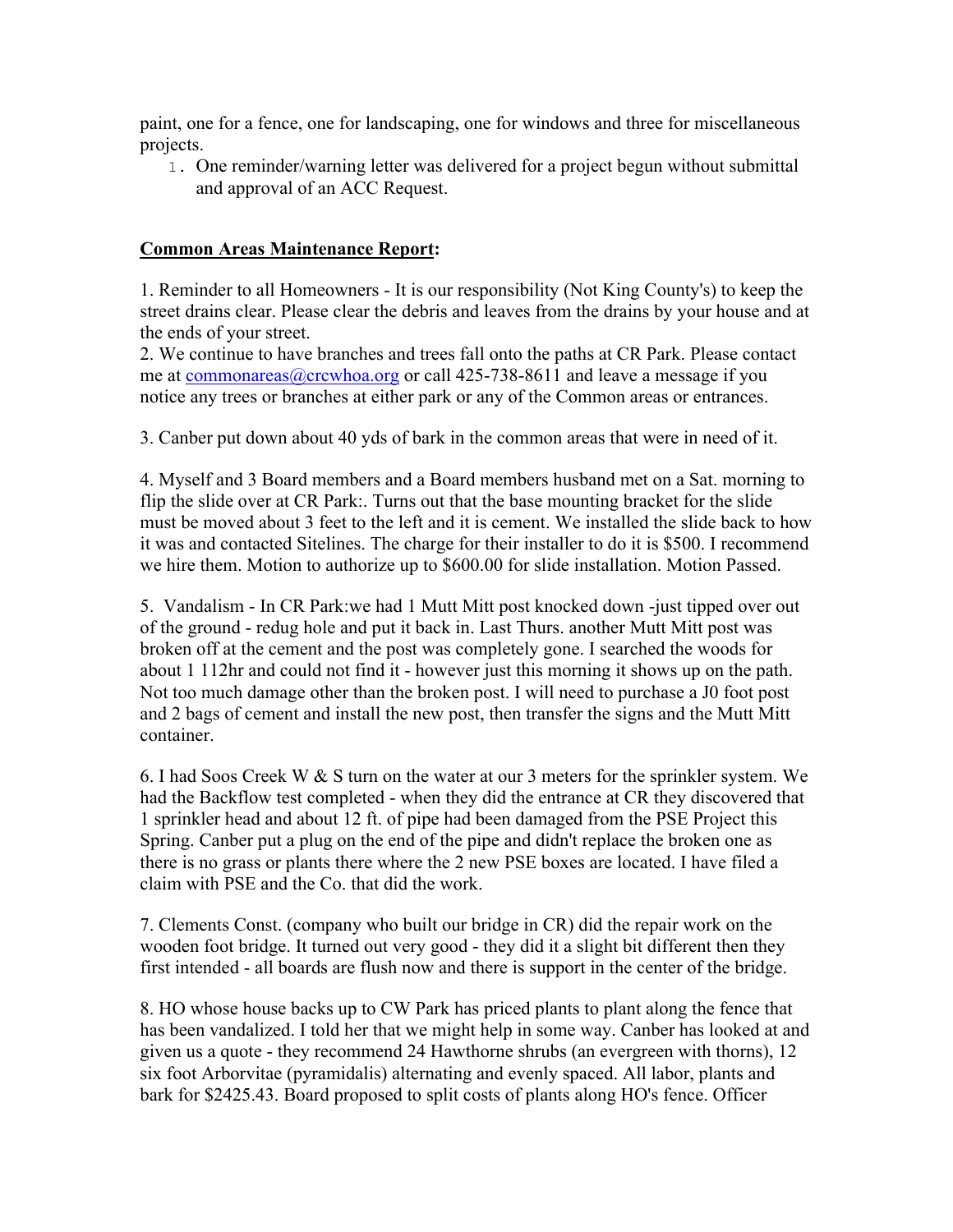paint, one for a fence, one for landscaping, one for windows and three for miscellaneous projects.

1. One reminder/warning letter was delivered for a project begun without submittal and approval of an ACC Request.

**Common Areas Maintenance Report:**

1. Reminder to all Homeowners - It is our responsibility (Not King County's) to keep the street drains clear. Please clear the debris and leaves from the drains by your house and at the ends of your street.
2. We continue to have branches and trees fall onto the paths at CR Park. Please contact me at commonareas@crcwhoa.org or call 425-738-8611 and leave a message if you notice any trees or branches at either park or any of the Common areas or entrances.

3. Canber put down about 40 yds of bark in the common areas that were in need of it.

4. Myself and 3 Board members and a Board members husband met on a Sat. morning to flip the slide over at CR Park:. Turns out that the base mounting bracket for the slide must be moved about 3 feet to the left and it is cement. We installed the slide back to how it was and contacted Sitelines. The charge for their installer to do it is $500. I recommend we hire them. Motion to authorize up to $600.00 for slide installation. Motion Passed.

5. Vandalism - In CR Park:we had 1 Mutt Mitt post knocked down -just tipped over out of the ground - redug hole and put it back in. Last Thurs. another Mutt Mitt post was broken off at the cement and the post was completely gone. I searched the woods for about 1 112hr and could not find it - however just this morning it shows up on the path. Not too much damage other than the broken post. I will need to purchase a J0 foot post and 2 bags of cement and install the new post, then transfer the signs and the Mutt Mitt container.

6. I had Soos Creek W & S turn on the water at our 3 meters for the sprinkler system. We had the Backflow test completed - when they did the entrance at CR they discovered that 1 sprinkler head and about 12 ft. of pipe had been damaged from the PSE Project this Spring. Canber put a plug on the end of the pipe and didn't replace the broken one as there is no grass or plants there where the 2 new PSE boxes are located. I have filed a claim with PSE and the Co. that did the work.

7. Clements Const. (company who built our bridge in CR) did the repair work on the wooden foot bridge. It turned out very good - they did it a slight bit different then they first intended - all boards are flush now and there is support in the center of the bridge.

8. HO whose house backs up to CW Park has priced plants to plant along the fence that has been vandalized. I told her that we might help in some way. Canber has looked at and given us a quote - they recommend 24 Hawthorne shrubs (an evergreen with thorns), 12 six foot Arborvitae (pyramidalis) alternating and evenly spaced. All labor, plants and bark for $2425.43. Board proposed to split costs of plants along HO's fence. Officer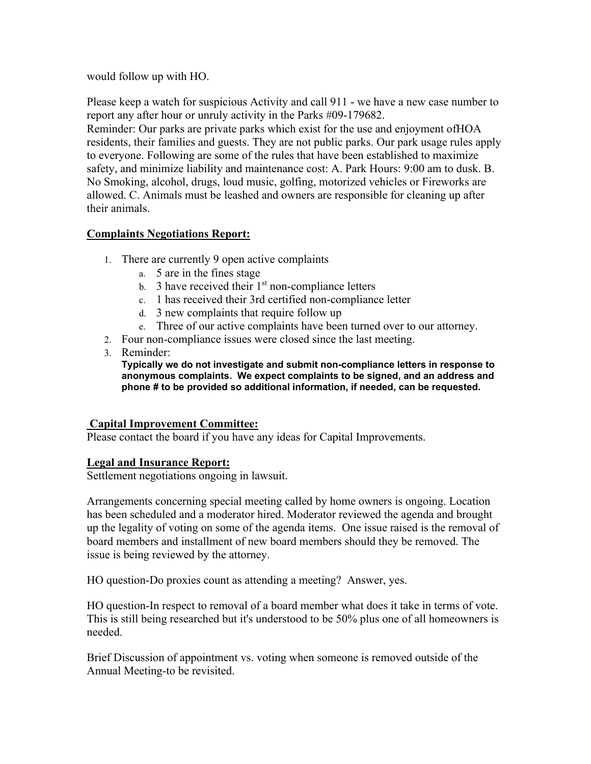would follow up with HO.

Please keep a watch for suspicious Activity and call 911 - we have a new case number to report any after hour or unruly activity in the Parks #09-179682.
Reminder: Our parks are private parks which exist for the use and enjoyment ofHOA residents, their families and guests. They are not public parks. Our park usage rules apply to everyone. Following are some of the rules that have been established to maximize safety, and minimize liability and maintenance cost: A. Park Hours: 9:00 am to dusk. B. No Smoking, alcohol, drugs, loud music, golfing, motorized vehicles or Fireworks are allowed. C. Animals must be leashed and owners are responsible for cleaning up after their animals.

**Complaints Negotiations Report:**

1. There are currently 9 open active complaints
   a. 5 are in the fines stage
   b. 3 have received their 1st non-compliance letters
   c. 1 has received their 3rd certified non-compliance letter
   d. 3 new complaints that require follow up
   e. Three of our active complaints have been turned over to our attorney.
2. Four non-compliance issues were closed since the last meeting.
3. Reminder:
   **Typically we do not investigate and submit non-compliance letters in response to anonymous complaints. We expect complaints to be signed, and an address and phone # to be provided so additional information, if needed, can be requested.**

**Capital Improvement Committee:**
Please contact the board if you have any ideas for Capital Improvements.

**Legal and Insurance Report:**
Settlement negotiations ongoing in lawsuit.

Arrangements concerning special meeting called by home owners is ongoing. Location has been scheduled and a moderator hired. Moderator reviewed the agenda and brought up the legality of voting on some of the agenda items. One issue raised is the removal of board members and installment of new board members should they be removed. The issue is being reviewed by the attorney.

HO question-Do proxies count as attending a meeting? Answer, yes.

HO question-In respect to removal of a board member what does it take in terms of vote. This is still being researched but it's understood to be 50% plus one of all homeowners is needed.

Brief Discussion of appointment vs. voting when someone is removed outside of the Annual Meeting-to be revisited.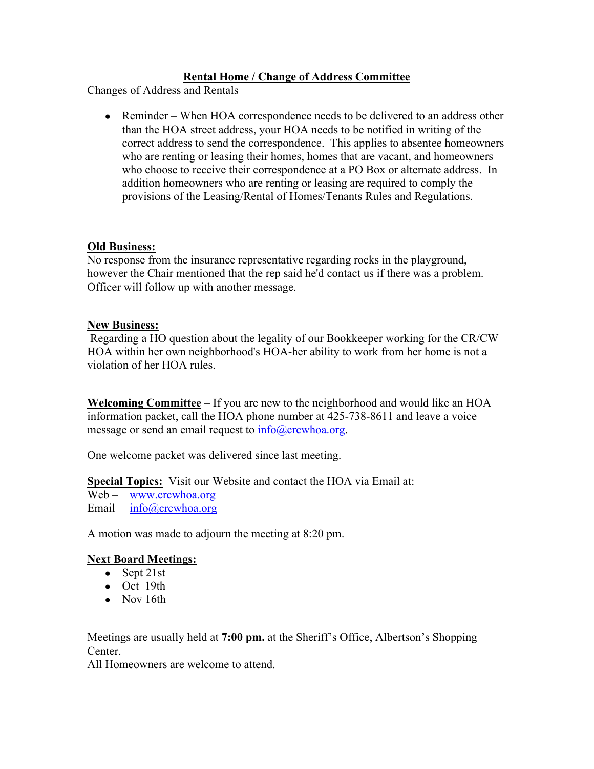**Rental Home / Change of Address Committee**

Changes of Address and Rentals

- Reminder – When HOA correspondence needs to be delivered to an address other than the HOA street address, your HOA needs to be notified in writing of the correct address to send the correspondence. This applies to absentee homeowners who are renting or leasing their homes, homes that are vacant, and homeowners who choose to receive their correspondence at a PO Box or alternate address. In addition homeowners who are renting or leasing are required to comply the provisions of the Leasing/Rental of Homes/Tenants Rules and Regulations.

**Old Business:**

No response from the insurance representative regarding rocks in the playground, however the Chair mentioned that the rep said he'd contact us if there was a problem. Officer will follow up with another message.

**New Business:**

Regarding a HO question about the legality of our Bookkeeper working for the CR/CW HOA within her own neighborhood's HOA-her ability to work from her home is not a violation of her HOA rules.

**Welcoming Committee** – If you are new to the neighborhood and would like an HOA information packet, call the HOA phone number at 425-738-8611 and leave a voice message or send an email request to info@crcwhoa.org.

One welcome packet was delivered since last meeting.

**Special Topics:** Visit our Website and contact the HOA via Email at:
Web – www.crcwhoa.org
Email – info@crcwhoa.org

A motion was made to adjourn the meeting at 8:20 pm.

**Next Board Meetings:**

- Sept 21st
- Oct 19th
- Nov 16th

Meetings are usually held at **7:00 pm.** at the Sheriff's Office, Albertson's Shopping Center.
All Homeowners are welcome to attend.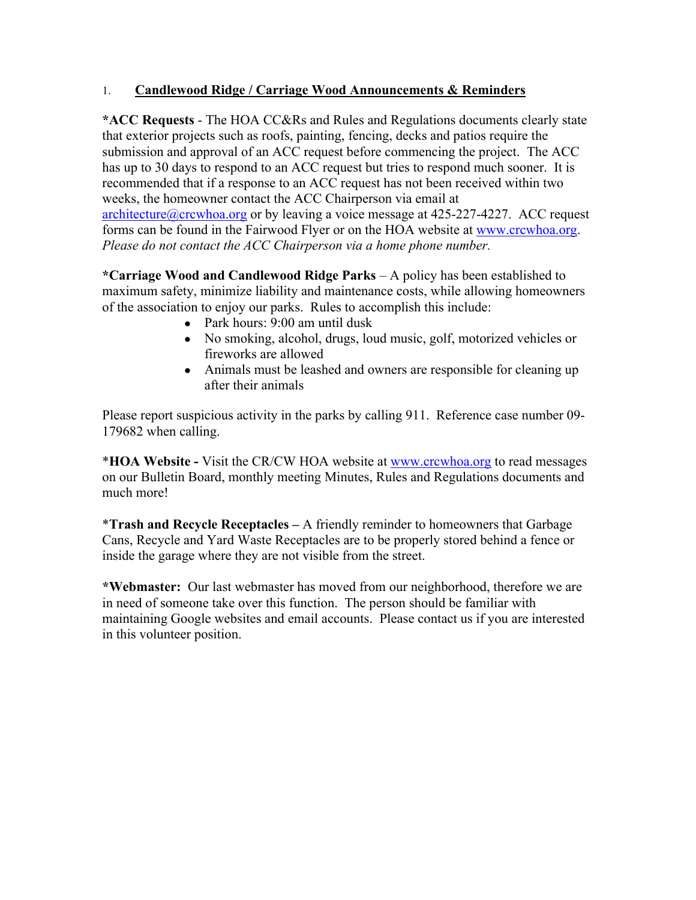1. **Candlewood Ridge / Carriage Wood Announcements & Reminders**

***ACC Requests** - The HOA CC&Rs and Rules and Regulations documents clearly state that exterior projects such as roofs, painting, fencing, decks and patios require the submission and approval of an ACC request before commencing the project. The ACC has up to 30 days to respond to an ACC request but tries to respond much sooner. It is recommended that if a response to an ACC request has not been received within two weeks, the homeowner contact the ACC Chairperson via email at architecture@crcwhoa.org or by leaving a voice message at 425-227-4227. ACC request forms can be found in the Fairwood Flyer or on the HOA website at www.crcwhoa.org. *Please do not contact the ACC Chairperson via a home phone number.*

***Carriage Wood and Candlewood Ridge Parks** – A policy has been established to maximum safety, minimize liability and maintenance costs, while allowing homeowners of the association to enjoy our parks. Rules to accomplish this include:

- Park hours: 9:00 am until dusk
- No smoking, alcohol, drugs, loud music, golf, motorized vehicles or fireworks are allowed
- Animals must be leashed and owners are responsible for cleaning up after their animals

Please report suspicious activity in the parks by calling 911. Reference case number 09-179682 when calling.

***HOA Website -** Visit the CR/CW HOA website at www.crcwhoa.org to read messages on our Bulletin Board, monthly meeting Minutes, Rules and Regulations documents and much more!

***Trash and Recycle Receptacles –** A friendly reminder to homeowners that Garbage Cans, Recycle and Yard Waste Receptacles are to be properly stored behind a fence or inside the garage where they are not visible from the street.

***Webmaster:** Our last webmaster has moved from our neighborhood, therefore we are in need of someone take over this function. The person should be familiar with maintaining Google websites and email accounts. Please contact us if you are interested in this volunteer position.